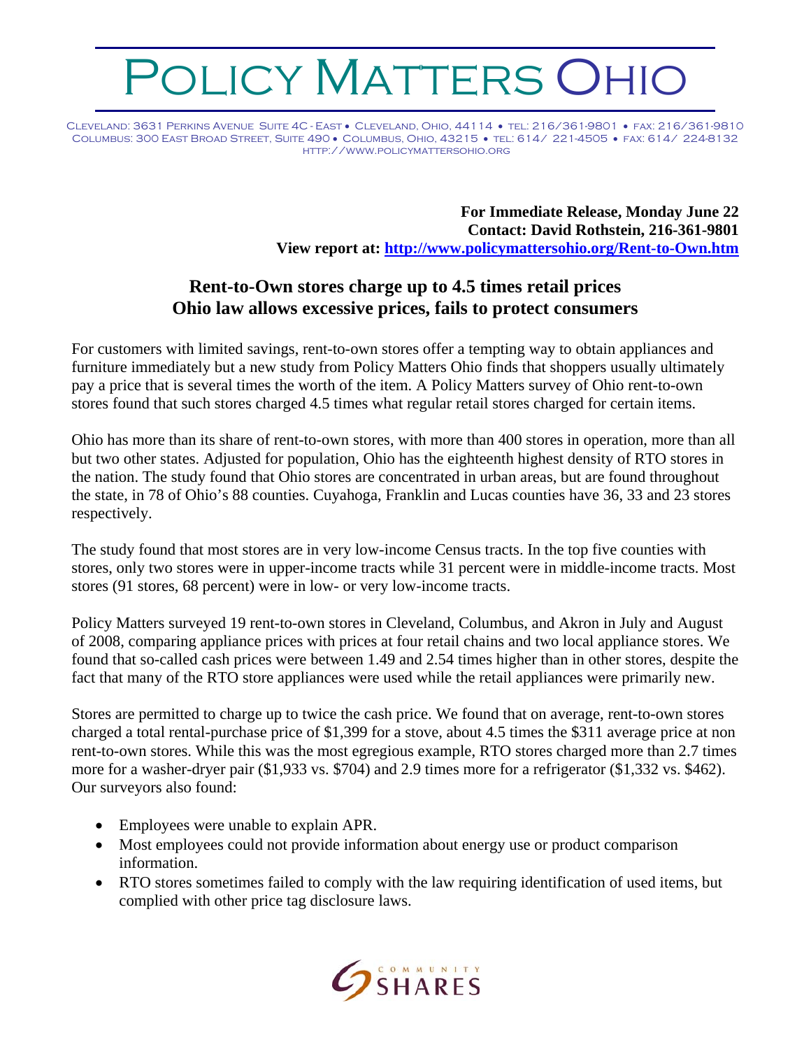# Policy Matters Ohio

Cleveland: 3631 Perkins Avenue Suite 4C - East • Cleveland, Ohio, 44114 • tel: 216/361-9801 • fax: 216/361-9810
Columbus: 300 East Broad Street, Suite 490 • Columbus, Ohio, 43215 • tel: 614/ 221-4505 • fax: 614/ 224-8132
http://www.policymattersohio.org

**For Immediate Release, Monday June 22**
**Contact: David Rothstein, 216-361-9801**
**View report at: http://www.policymattersohio.org/Rent-to-Own.htm**

## Rent-to-Own stores charge up to 4.5 times retail prices
## Ohio law allows excessive prices, fails to protect consumers

For customers with limited savings, rent-to-own stores offer a tempting way to obtain appliances and furniture immediately but a new study from Policy Matters Ohio finds that shoppers usually ultimately pay a price that is several times the worth of the item. A Policy Matters survey of Ohio rent-to-own stores found that such stores charged 4.5 times what regular retail stores charged for certain items.

Ohio has more than its share of rent-to-own stores, with more than 400 stores in operation, more than all but two other states. Adjusted for population, Ohio has the eighteenth highest density of RTO stores in the nation. The study found that Ohio stores are concentrated in urban areas, but are found throughout the state, in 78 of Ohio's 88 counties. Cuyahoga, Franklin and Lucas counties have 36, 33 and 23 stores respectively.

The study found that most stores are in very low-income Census tracts. In the top five counties with stores, only two stores were in upper-income tracts while 31 percent were in middle-income tracts. Most stores (91 stores, 68 percent) were in low- or very low-income tracts.

Policy Matters surveyed 19 rent-to-own stores in Cleveland, Columbus, and Akron in July and August of 2008, comparing appliance prices with prices at four retail chains and two local appliance stores. We found that so-called cash prices were between 1.49 and 2.54 times higher than in other stores, despite the fact that many of the RTO store appliances were used while the retail appliances were primarily new.

Stores are permitted to charge up to twice the cash price. We found that on average, rent-to-own stores charged a total rental-purchase price of $1,399 for a stove, about 4.5 times the $311 average price at non rent-to-own stores. While this was the most egregious example, RTO stores charged more than 2.7 times more for a washer-dryer pair ($1,933 vs. $704) and 2.9 times more for a refrigerator ($1,332 vs. $462). Our surveyors also found:

- Employees were unable to explain APR.
- Most employees could not provide information about energy use or product comparison information.
- RTO stores sometimes failed to comply with the law requiring identification of used items, but complied with other price tag disclosure laws.

Community Shares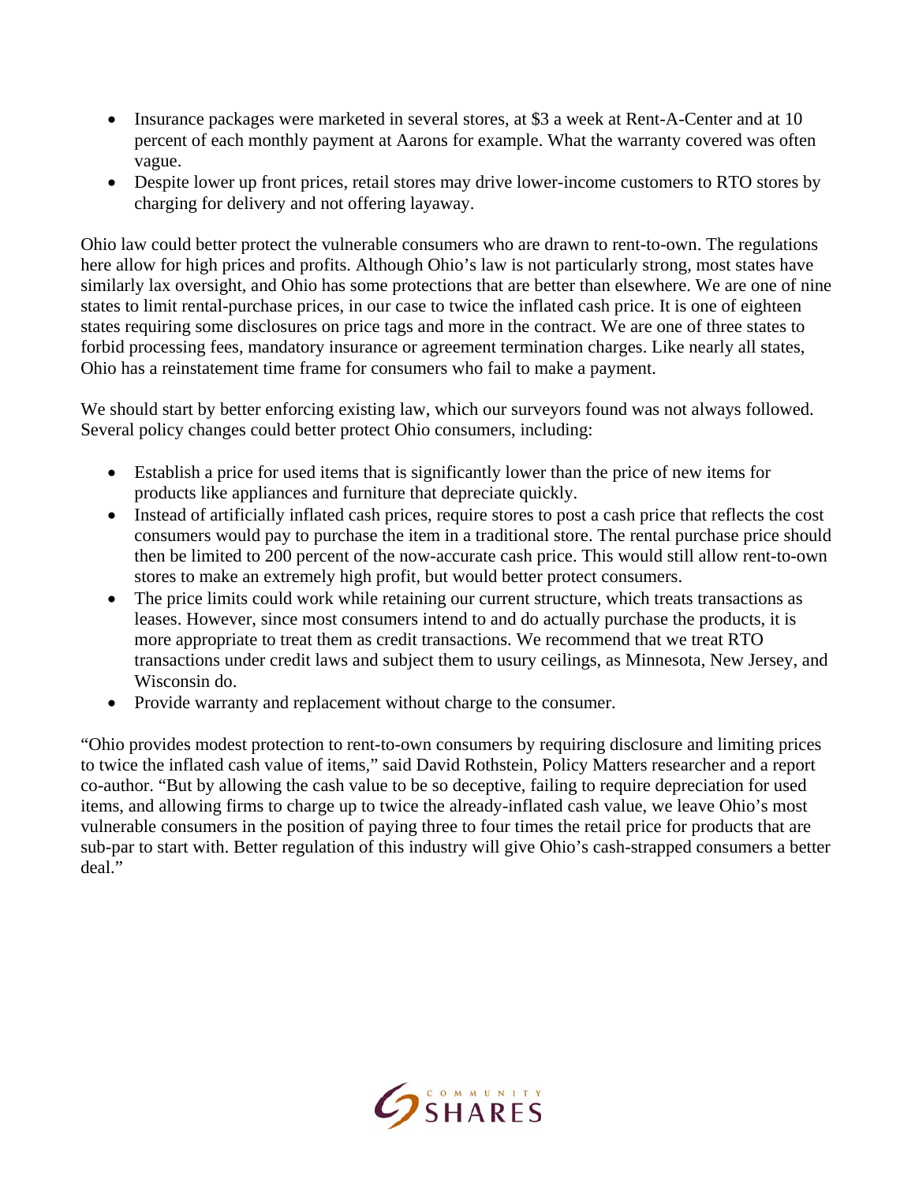- Insurance packages were marketed in several stores, at $3 a week at Rent-A-Center and at 10 percent of each monthly payment at Aarons for example. What the warranty covered was often vague.
- Despite lower up front prices, retail stores may drive lower-income customers to RTO stores by charging for delivery and not offering layaway.

Ohio law could better protect the vulnerable consumers who are drawn to rent-to-own. The regulations here allow for high prices and profits. Although Ohio's law is not particularly strong, most states have similarly lax oversight, and Ohio has some protections that are better than elsewhere. We are one of nine states to limit rental-purchase prices, in our case to twice the inflated cash price. It is one of eighteen states requiring some disclosures on price tags and more in the contract. We are one of three states to forbid processing fees, mandatory insurance or agreement termination charges. Like nearly all states, Ohio has a reinstatement time frame for consumers who fail to make a payment.

We should start by better enforcing existing law, which our surveyors found was not always followed. Several policy changes could better protect Ohio consumers, including:

- Establish a price for used items that is significantly lower than the price of new items for products like appliances and furniture that depreciate quickly.
- Instead of artificially inflated cash prices, require stores to post a cash price that reflects the cost consumers would pay to purchase the item in a traditional store. The rental purchase price should then be limited to 200 percent of the now-accurate cash price. This would still allow rent-to-own stores to make an extremely high profit, but would better protect consumers.
- The price limits could work while retaining our current structure, which treats transactions as leases. However, since most consumers intend to and do actually purchase the products, it is more appropriate to treat them as credit transactions. We recommend that we treat RTO transactions under credit laws and subject them to usury ceilings, as Minnesota, New Jersey, and Wisconsin do.
- Provide warranty and replacement without charge to the consumer.

"Ohio provides modest protection to rent-to-own consumers by requiring disclosure and limiting prices to twice the inflated cash value of items," said David Rothstein, Policy Matters researcher and a report co-author. "But by allowing the cash value to be so deceptive, failing to require depreciation for used items, and allowing firms to charge up to twice the already-inflated cash value, we leave Ohio's most vulnerable consumers in the position of paying three to four times the retail price for products that are sub-par to start with. Better regulation of this industry will give Ohio's cash-strapped consumers a better deal."

COMMUNITY SHARES